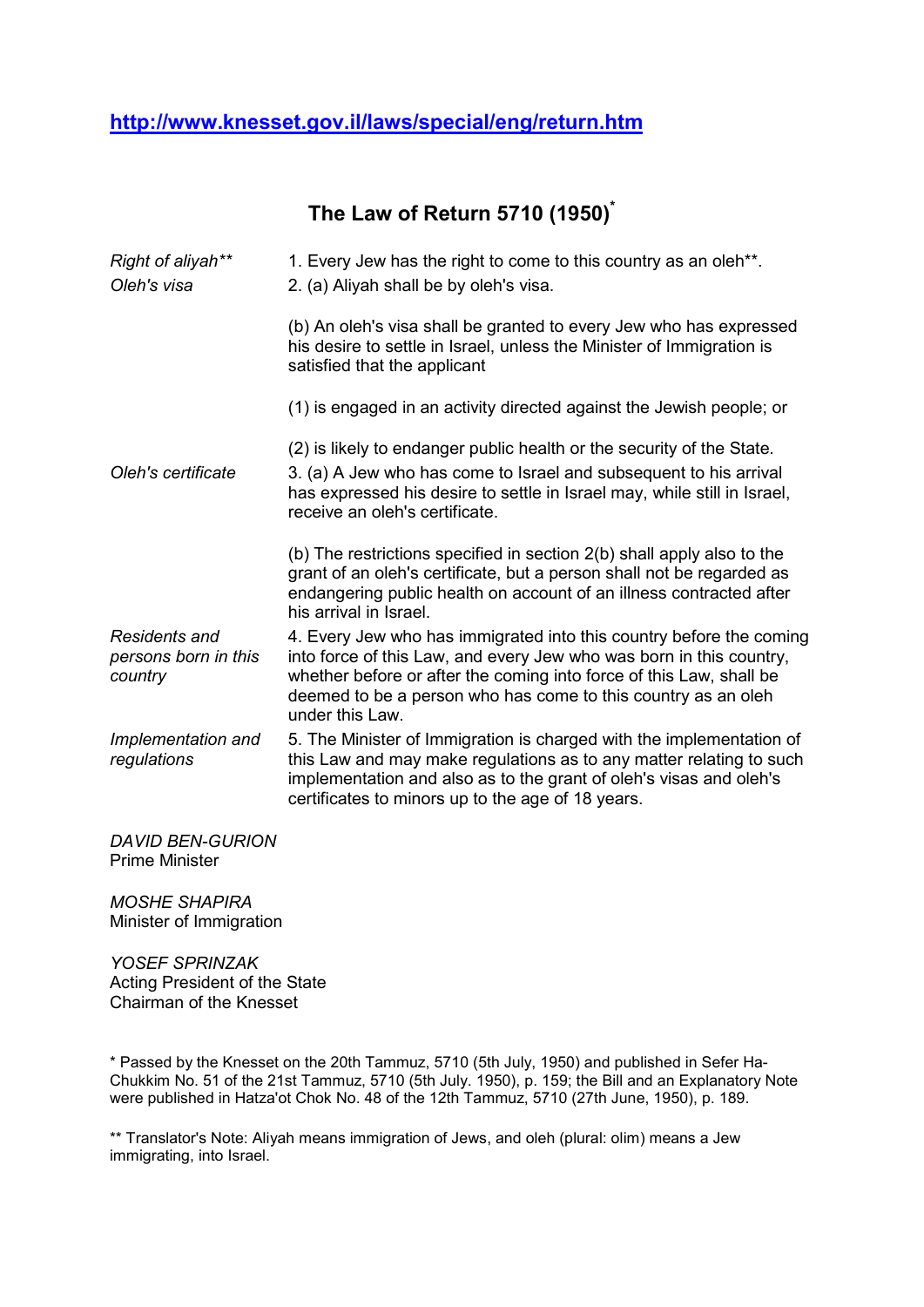[http://www.knesset.gov.il/laws/special/eng/return.htm](http://www.knesset.gov.il/laws/special/eng/return.htm)

## The Law of Return 5710 (1950)[*]

| | |
|---|---|
| *Right of aliyah*** | 1. Every Jew has the right to come to this country as an oleh**. |
| *Oleh's visa* | 2. (a) Aliyah shall be by oleh's visa.<br><br>(b) An oleh's visa shall be granted to every Jew who has expressed his desire to settle in Israel, unless the Minister of Immigration is satisfied that the applicant<br><br>(1) is engaged in an activity directed against the Jewish people; or<br><br>(2) is likely to endanger public health or the security of the State. |
| *Oleh's certificate* | 3. (a) A Jew who has come to Israel and subsequent to his arrival has expressed his desire to settle in Israel may, while still in Israel, receive an oleh's certificate.<br><br>(b) The restrictions specified in section 2(b) shall apply also to the grant of an oleh's certificate, but a person shall not be regarded as endangering public health on account of an illness contracted after his arrival in Israel. |
| *Residents and persons born in this country* | 4. Every Jew who has immigrated into this country before the coming into force of this Law, and every Jew who was born in this country, whether before or after the coming into force of this Law, shall be deemed to be a person who has come to this country as an oleh under this Law. |
| *Implementation and regulations* | 5. The Minister of Immigration is charged with the implementation of this Law and may make regulations as to any matter relating to such implementation and also as to the grant of oleh's visas and oleh's certificates to minors up to the age of 18 years. |

*DAVID BEN-GURION*
Prime Minister

*MOSHE SHAPIRA*
Minister of Immigration

*YOSEF SPRINZAK*
Acting President of the State
Chairman of the Knesset

\* Passed by the Knesset on the 20th Tammuz, 5710 (5th July, 1950) and published in Sefer Ha-Chukkim No. 51 of the 21st Tammuz, 5710 (5th July. 1950), p. 159; the Bill and an Explanatory Note were published in Hatza'ot Chok No. 48 of the 12th Tammuz, 5710 (27th June, 1950), p. 189.

** Translator's Note: Aliyah means immigration of Jews, and oleh (plural: olim) means a Jew immigrating, into Israel.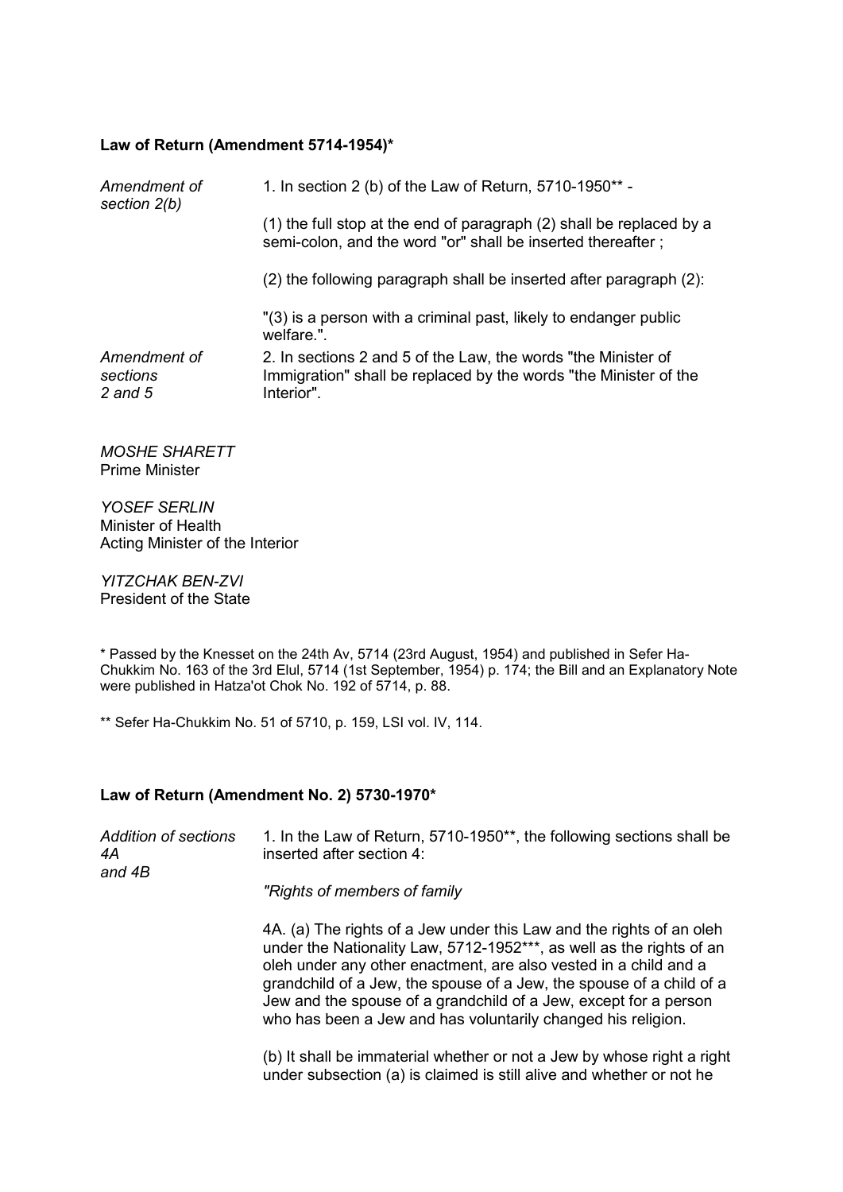**Law of Return (Amendment 5714-1954)***

*Amendment of section 2(b)*

1. In section 2 (b) of the Law of Return, 5710-1950** -

(1) the full stop at the end of paragraph (2) shall be replaced by a semi-colon, and the word "or" shall be inserted thereafter ;

(2) the following paragraph shall be inserted after paragraph (2):

"(3) is a person with a criminal past, likely to endanger public welfare.".

*Amendment of sections 2 and 5*

2. In sections 2 and 5 of the Law, the words "the Minister of Immigration" shall be replaced by the words "the Minister of the Interior".

*MOSHE SHARETT*
Prime Minister

*YOSEF SERLIN*
Minister of Health
Acting Minister of the Interior

*YITZCHAK BEN-ZVI*
President of the State

\* Passed by the Knesset on the 24th Av, 5714 (23rd August, 1954) and published in Sefer Ha-Chukkim No. 163 of the 3rd Elul, 5714 (1st September, 1954) p. 174; the Bill and an Explanatory Note were published in Hatza'ot Chok No. 192 of 5714, p. 88.

\*\* Sefer Ha-Chukkim No. 51 of 5710, p. 159, LSI vol. IV, 114.

**Law of Return (Amendment No. 2) 5730-1970***

*Addition of sections 4A and 4B*

1. In the Law of Return, 5710-1950**, the following sections shall be inserted after section 4:

*"Rights of members of family*

4A. (a) The rights of a Jew under this Law and the rights of an oleh under the Nationality Law, 5712-1952***, as well as the rights of an oleh under any other enactment, are also vested in a child and a grandchild of a Jew, the spouse of a Jew, the spouse of a child of a Jew and the spouse of a grandchild of a Jew, except for a person who has been a Jew and has voluntarily changed his religion.

(b) It shall be immaterial whether or not a Jew by whose right a right under subsection (a) is claimed is still alive and whether or not he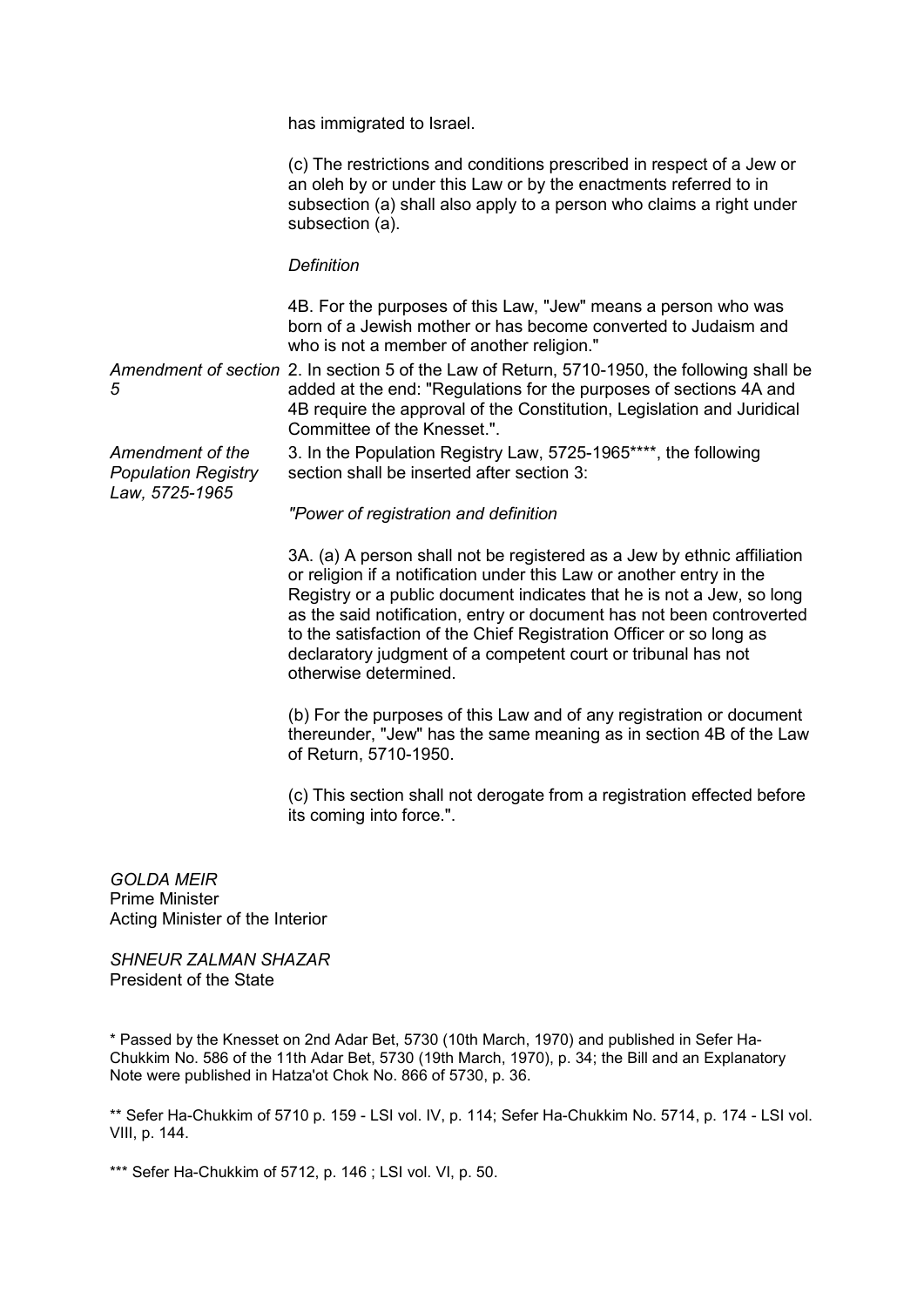has immigrated to Israel.

(c) The restrictions and conditions prescribed in respect of a Jew or an oleh by or under this Law or by the enactments referred to in subsection (a) shall also apply to a person who claims a right under subsection (a).

*Definition*

4B. For the purposes of this Law, "Jew" means a person who was born of a Jewish mother or has become converted to Judaism and who is not a member of another religion."

*Amendment of section 5*

2. In section 5 of the Law of Return, 5710-1950, the following shall be added at the end: "Regulations for the purposes of sections 4A and 4B require the approval of the Constitution, Legislation and Juridical Committee of the Knesset.".

*Amendment of the Population Registry Law, 5725-1965*

3. In the Population Registry Law, 5725-1965****, the following section shall be inserted after section 3:

*"Power of registration and definition*

3A. (a) A person shall not be registered as a Jew by ethnic affiliation or religion if a notification under this Law or another entry in the Registry or a public document indicates that he is not a Jew, so long as the said notification, entry or document has not been controverted to the satisfaction of the Chief Registration Officer or so long as declaratory judgment of a competent court or tribunal has not otherwise determined.

(b) For the purposes of this Law and of any registration or document thereunder, "Jew" has the same meaning as in section 4B of the Law of Return, 5710-1950.

(c) This section shall not derogate from a registration effected before its coming into force.".

*GOLDA MEIR*
Prime Minister
Acting Minister of the Interior

*SHNEUR ZALMAN SHAZAR*
President of the State

* Passed by the Knesset on 2nd Adar Bet, 5730 (10th March, 1970) and published in Sefer Ha-Chukkim No. 586 of the 11th Adar Bet, 5730 (19th March, 1970), p. 34; the Bill and an Explanatory Note were published in Hatza'ot Chok No. 866 of 5730, p. 36.

** Sefer Ha-Chukkim of 5710 p. 159 - LSI vol. IV, p. 114; Sefer Ha-Chukkim No. 5714, p. 174 - LSI vol. VIII, p. 144.

*** Sefer Ha-Chukkim of 5712, p. 146 ; LSI vol. VI, p. 50.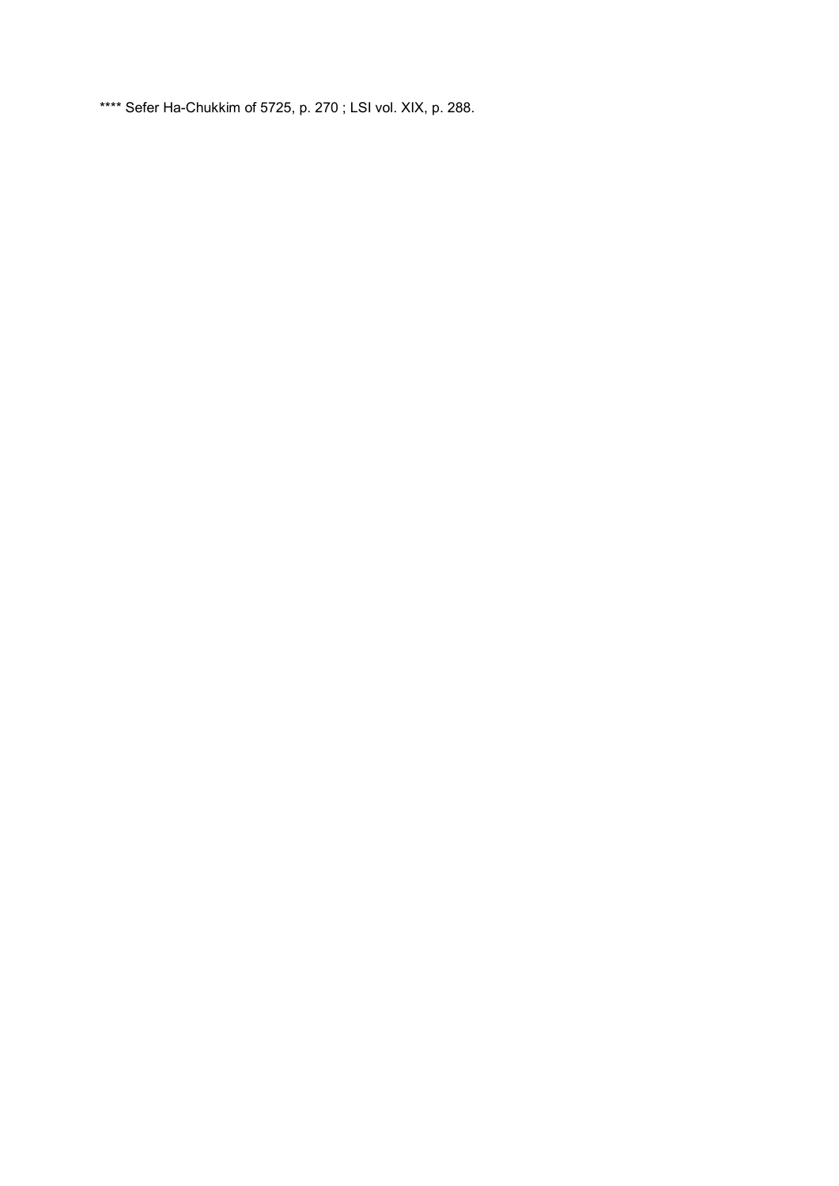**** Sefer Ha-Chukkim of 5725, p. 270 ; LSI vol. XIX, p. 288.